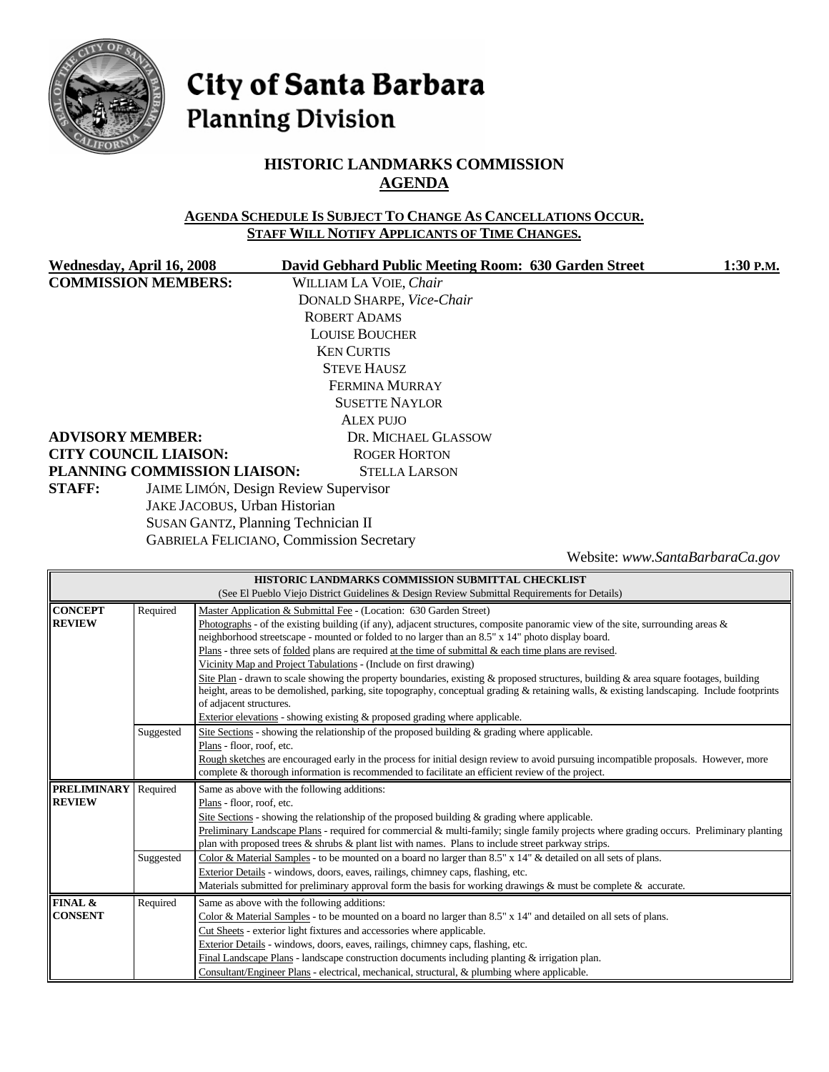# City of Santa Barbara
## Planning Division

## HISTORIC LANDMARKS COMMISSION
## AGENDA

**AGENDA SCHEDULE IS SUBJECT TO CHANGE AS CANCELLATIONS OCCUR.**
**STAFF WILL NOTIFY APPLICANTS OF TIME CHANGES.**

**Wednesday, April 16, 2008** **David Gebhard Public Meeting Room: 630 Garden Street** **1:30 P.M.**

**COMMISSION MEMBERS:**
WILLIAM LA VOIE, *Chair*
DONALD SHARPE, *Vice-Chair*
ROBERT ADAMS
LOUISE BOUCHER
KEN CURTIS
STEVE HAUSZ
FERMINA MURRAY
SUSETTE NAYLOR
ALEX PUJO

**ADVISORY MEMBER:** DR. MICHAEL GLASSOW

**CITY COUNCIL LIAISON:** ROGER HORTON

**PLANNING COMMISSION LIAISON:** STELLA LARSON

**STAFF:**
JAIME LIMÓN, Design Review Supervisor
JAKE JACOBUS, Urban Historian
SUSAN GANTZ, Planning Technician II
GABRIELA FELICIANO, Commission Secretary

Website: *www.SantaBarbaraCa.gov*

| HISTORIC LANDMARKS COMMISSION SUBMITTAL CHECKLIST (See El Pueblo Viejo District Guidelines & Design Review Submittal Requirements for Details) | | |
|---|---|---|
| **CONCEPT REVIEW** | Required | Master Application & Submittal Fee - (Location: 630 Garden Street)<br>Photographs - of the existing building (if any), adjacent structures, composite panoramic view of the site, surrounding areas & neighborhood streetscape - mounted or folded to no larger than an 8.5" x 14" photo display board.<br>Plans - three sets of folded plans are required at the time of submittal & each time plans are revised.<br>Vicinity Map and Project Tabulations - (Include on first drawing)<br>Site Plan - drawn to scale showing the property boundaries, existing & proposed structures, building & area square footages, building height, areas to be demolished, parking, site topography, conceptual grading & retaining walls, & existing landscaping. Include footprints of adjacent structures.<br>Exterior elevations - showing existing & proposed grading where applicable. |
| | Suggested | Site Sections - showing the relationship of the proposed building & grading where applicable.<br>Plans - floor, roof, etc.<br>Rough sketches are encouraged early in the process for initial design review to avoid pursuing incompatible proposals. However, more complete & thorough information is recommended to facilitate an efficient review of the project. |
| **PRELIMINARY REVIEW** | Required | Same as above with the following additions:<br>Plans - floor, roof, etc.<br>Site Sections - showing the relationship of the proposed building & grading where applicable.<br>Preliminary Landscape Plans - required for commercial & multi-family; single family projects where grading occurs. Preliminary planting plan with proposed trees & shrubs & plant list with names. Plans to include street parkway strips. |
| | Suggested | Color & Material Samples - to be mounted on a board no larger than 8.5" x 14" & detailed on all sets of plans.<br>Exterior Details - windows, doors, eaves, railings, chimney caps, flashing, etc.<br>Materials submitted for preliminary approval form the basis for working drawings & must be complete & accurate. |
| **FINAL & CONSENT** | Required | Same as above with the following additions:<br>Color & Material Samples - to be mounted on a board no larger than 8.5" x 14" and detailed on all sets of plans.<br>Cut Sheets - exterior light fixtures and accessories where applicable.<br>Exterior Details - windows, doors, eaves, railings, chimney caps, flashing, etc.<br>Final Landscape Plans - landscape construction documents including planting & irrigation plan.<br>Consultant/Engineer Plans - electrical, mechanical, structural, & plumbing where applicable. |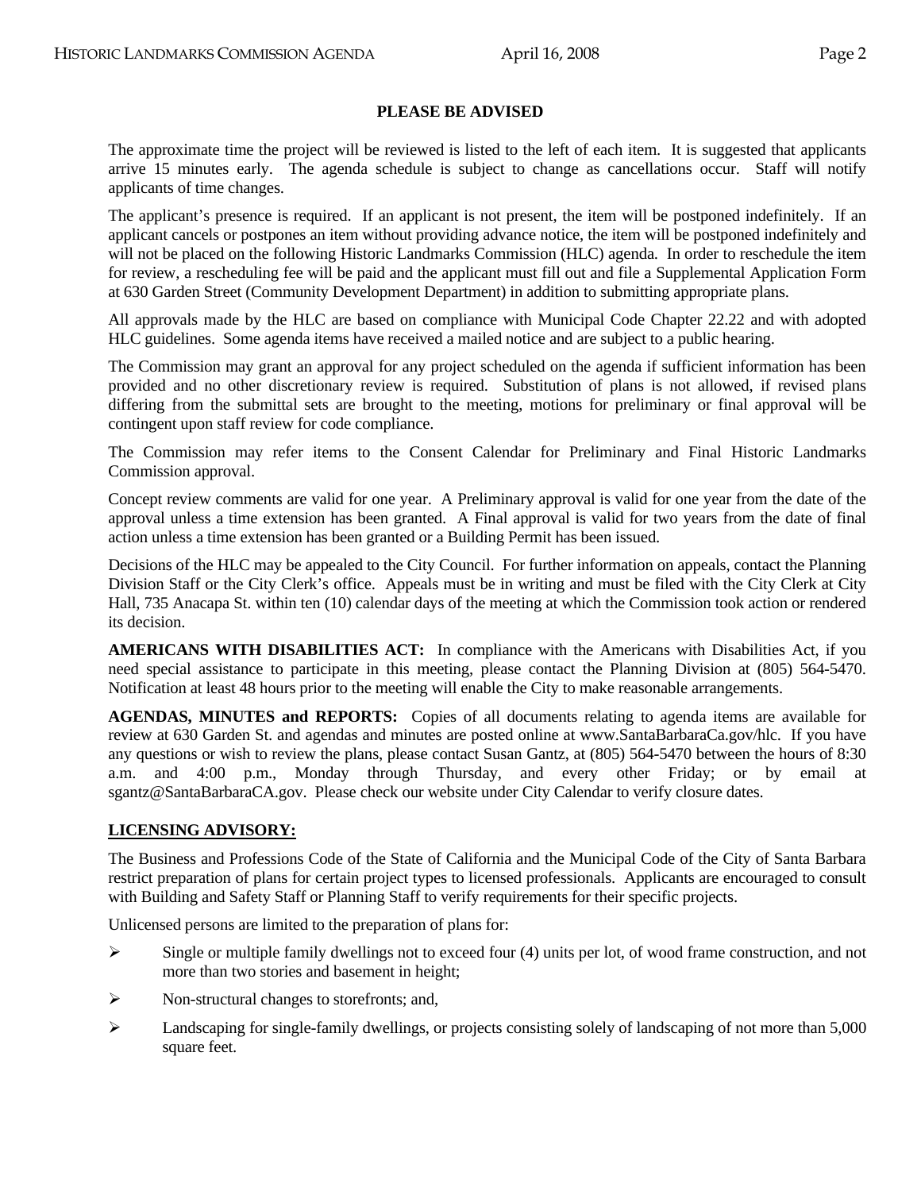## PLEASE BE ADVISED

The approximate time the project will be reviewed is listed to the left of each item. It is suggested that applicants arrive 15 minutes early. The agenda schedule is subject to change as cancellations occur. Staff will notify applicants of time changes.

The applicant's presence is required. If an applicant is not present, the item will be postponed indefinitely. If an applicant cancels or postpones an item without providing advance notice, the item will be postponed indefinitely and will not be placed on the following Historic Landmarks Commission (HLC) agenda. In order to reschedule the item for review, a rescheduling fee will be paid and the applicant must fill out and file a Supplemental Application Form at 630 Garden Street (Community Development Department) in addition to submitting appropriate plans.

All approvals made by the HLC are based on compliance with Municipal Code Chapter 22.22 and with adopted HLC guidelines. Some agenda items have received a mailed notice and are subject to a public hearing.

The Commission may grant an approval for any project scheduled on the agenda if sufficient information has been provided and no other discretionary review is required. Substitution of plans is not allowed, if revised plans differing from the submittal sets are brought to the meeting, motions for preliminary or final approval will be contingent upon staff review for code compliance.

The Commission may refer items to the Consent Calendar for Preliminary and Final Historic Landmarks Commission approval.

Concept review comments are valid for one year. A Preliminary approval is valid for one year from the date of the approval unless a time extension has been granted. A Final approval is valid for two years from the date of final action unless a time extension has been granted or a Building Permit has been issued.

Decisions of the HLC may be appealed to the City Council. For further information on appeals, contact the Planning Division Staff or the City Clerk's office. Appeals must be in writing and must be filed with the City Clerk at City Hall, 735 Anacapa St. within ten (10) calendar days of the meeting at which the Commission took action or rendered its decision.

**AMERICANS WITH DISABILITIES ACT:** In compliance with the Americans with Disabilities Act, if you need special assistance to participate in this meeting, please contact the Planning Division at (805) 564-5470. Notification at least 48 hours prior to the meeting will enable the City to make reasonable arrangements.

**AGENDAS, MINUTES and REPORTS:** Copies of all documents relating to agenda items are available for review at 630 Garden St. and agendas and minutes are posted online at www.SantaBarbaraCa.gov/hlc. If you have any questions or wish to review the plans, please contact Susan Gantz, at (805) 564-5470 between the hours of 8:30 a.m. and 4:00 p.m., Monday through Thursday, and every other Friday; or by email at sgantz@SantaBarbaraCA.gov. Please check our website under City Calendar to verify closure dates.

**LICENSING ADVISORY:**

The Business and Professions Code of the State of California and the Municipal Code of the City of Santa Barbara restrict preparation of plans for certain project types to licensed professionals. Applicants are encouraged to consult with Building and Safety Staff or Planning Staff to verify requirements for their specific projects.

Unlicensed persons are limited to the preparation of plans for:

- Single or multiple family dwellings not to exceed four (4) units per lot, of wood frame construction, and not more than two stories and basement in height;
- Non-structural changes to storefronts; and,
- Landscaping for single-family dwellings, or projects consisting solely of landscaping of not more than 5,000 square feet.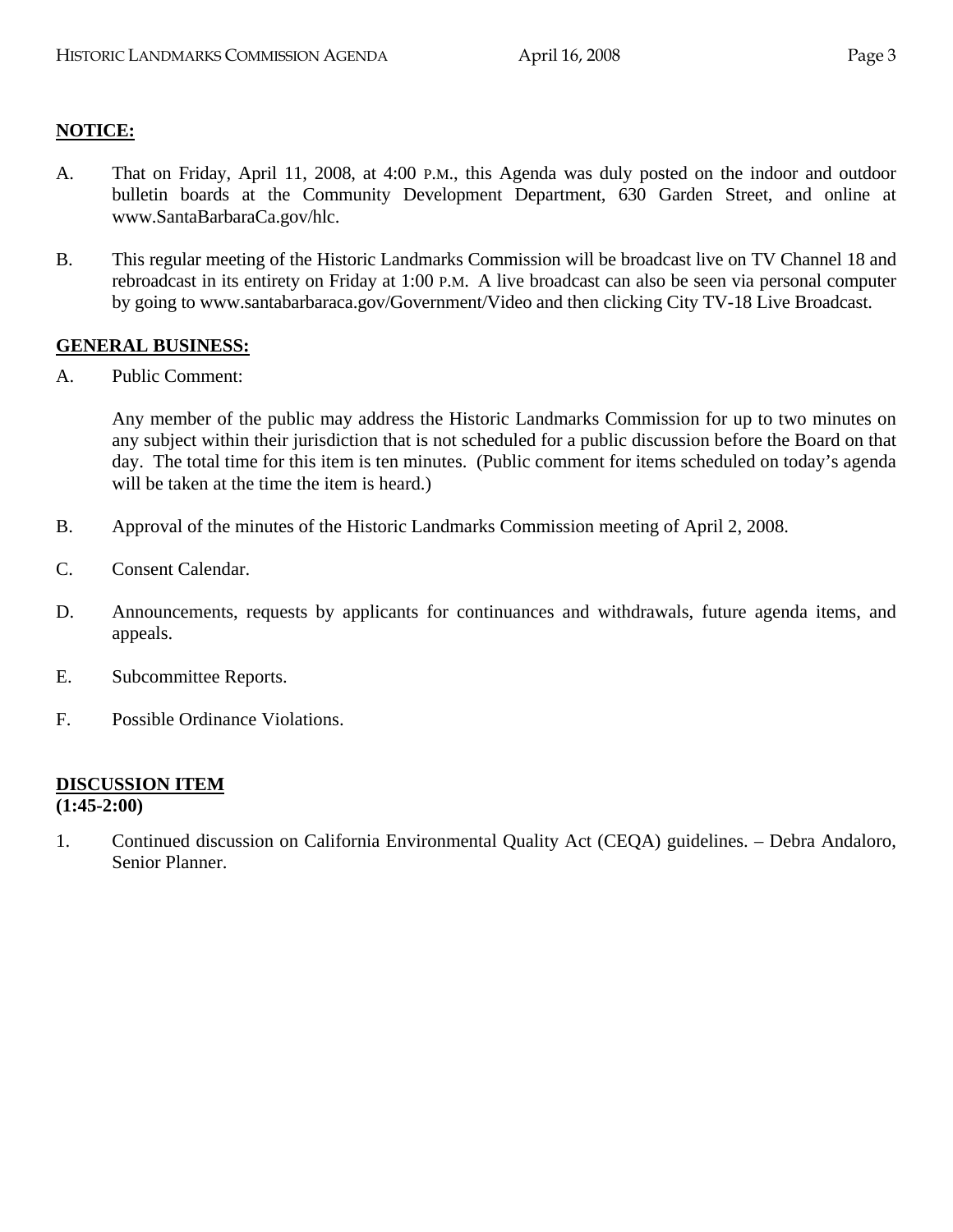**NOTICE:**

A. That on Friday, April 11, 2008, at 4:00 P.M., this Agenda was duly posted on the indoor and outdoor bulletin boards at the Community Development Department, 630 Garden Street, and online at www.SantaBarbaraCa.gov/hlc.

B. This regular meeting of the Historic Landmarks Commission will be broadcast live on TV Channel 18 and rebroadcast in its entirety on Friday at 1:00 P.M. A live broadcast can also be seen via personal computer by going to www.santabarbaraca.gov/Government/Video and then clicking City TV-18 Live Broadcast.

**GENERAL BUSINESS:**

A. Public Comment:

Any member of the public may address the Historic Landmarks Commission for up to two minutes on any subject within their jurisdiction that is not scheduled for a public discussion before the Board on that day. The total time for this item is ten minutes. (Public comment for items scheduled on today's agenda will be taken at the time the item is heard.)

B. Approval of the minutes of the Historic Landmarks Commission meeting of April 2, 2008.

C. Consent Calendar.

D. Announcements, requests by applicants for continuances and withdrawals, future agenda items, and appeals.

E. Subcommittee Reports.

F. Possible Ordinance Violations.

**DISCUSSION ITEM**
**(1:45-2:00)**

1. Continued discussion on California Environmental Quality Act (CEQA) guidelines. – Debra Andaloro, Senior Planner.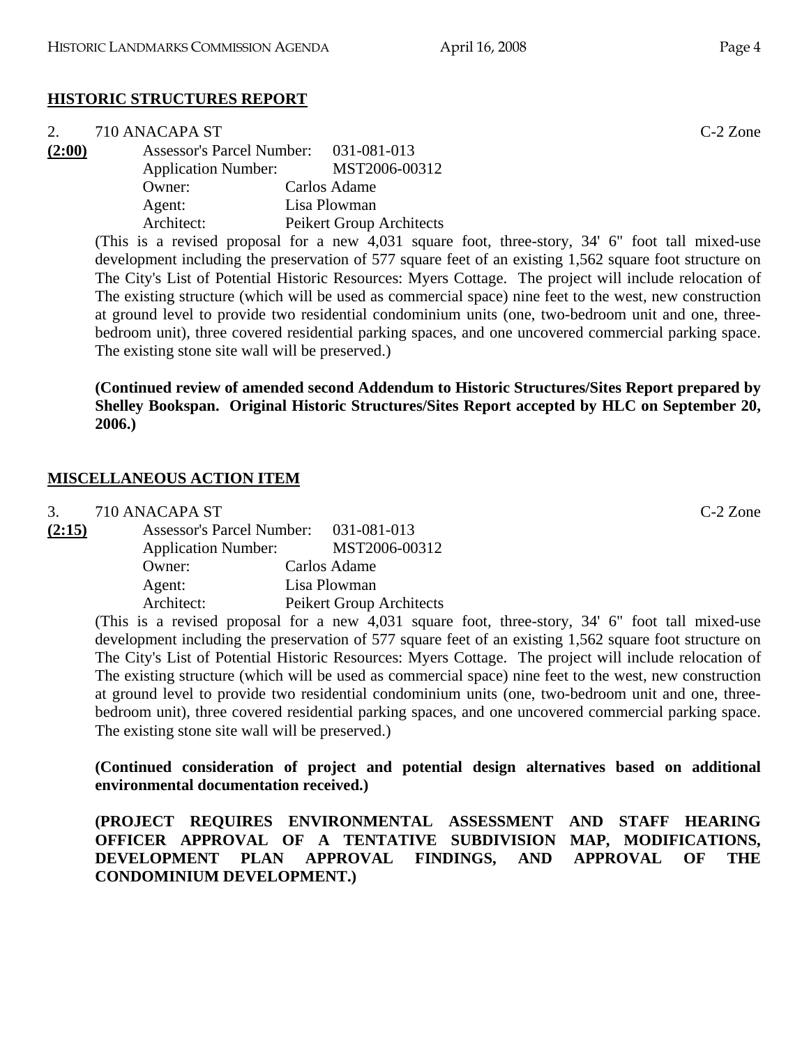## HISTORIC STRUCTURES REPORT

2. 710 ANACAPA ST C-2 Zone

**(2:00)**
Assessor's Parcel Number: 031-081-013
Application Number: MST2006-00312
Owner: Carlos Adame
Agent: Lisa Plowman
Architect: Peikert Group Architects

(This is a revised proposal for a new 4,031 square foot, three-story, 34' 6" foot tall mixed-use development including the preservation of 577 square feet of an existing 1,562 square foot structure on The City's List of Potential Historic Resources: Myers Cottage. The project will include relocation of The existing structure (which will be used as commercial space) nine feet to the west, new construction at ground level to provide two residential condominium units (one, two-bedroom unit and one, three-bedroom unit), three covered residential parking spaces, and one uncovered commercial parking space. The existing stone site wall will be preserved.)

**(Continued review of amended second Addendum to Historic Structures/Sites Report prepared by Shelley Bookspan. Original Historic Structures/Sites Report accepted by HLC on September 20, 2006.)**

## MISCELLANEOUS ACTION ITEM

3. 710 ANACAPA ST C-2 Zone

**(2:15)**
Assessor's Parcel Number: 031-081-013
Application Number: MST2006-00312
Owner: Carlos Adame
Agent: Lisa Plowman
Architect: Peikert Group Architects

(This is a revised proposal for a new 4,031 square foot, three-story, 34' 6" foot tall mixed-use development including the preservation of 577 square feet of an existing 1,562 square foot structure on The City's List of Potential Historic Resources: Myers Cottage. The project will include relocation of The existing structure (which will be used as commercial space) nine feet to the west, new construction at ground level to provide two residential condominium units (one, two-bedroom unit and one, three-bedroom unit), three covered residential parking spaces, and one uncovered commercial parking space. The existing stone site wall will be preserved.)

**(Continued consideration of project and potential design alternatives based on additional environmental documentation received.)**

**(PROJECT REQUIRES ENVIRONMENTAL ASSESSMENT AND STAFF HEARING OFFICER APPROVAL OF A TENTATIVE SUBDIVISION MAP, MODIFICATIONS, DEVELOPMENT PLAN APPROVAL FINDINGS, AND APPROVAL OF THE CONDOMINIUM DEVELOPMENT.)**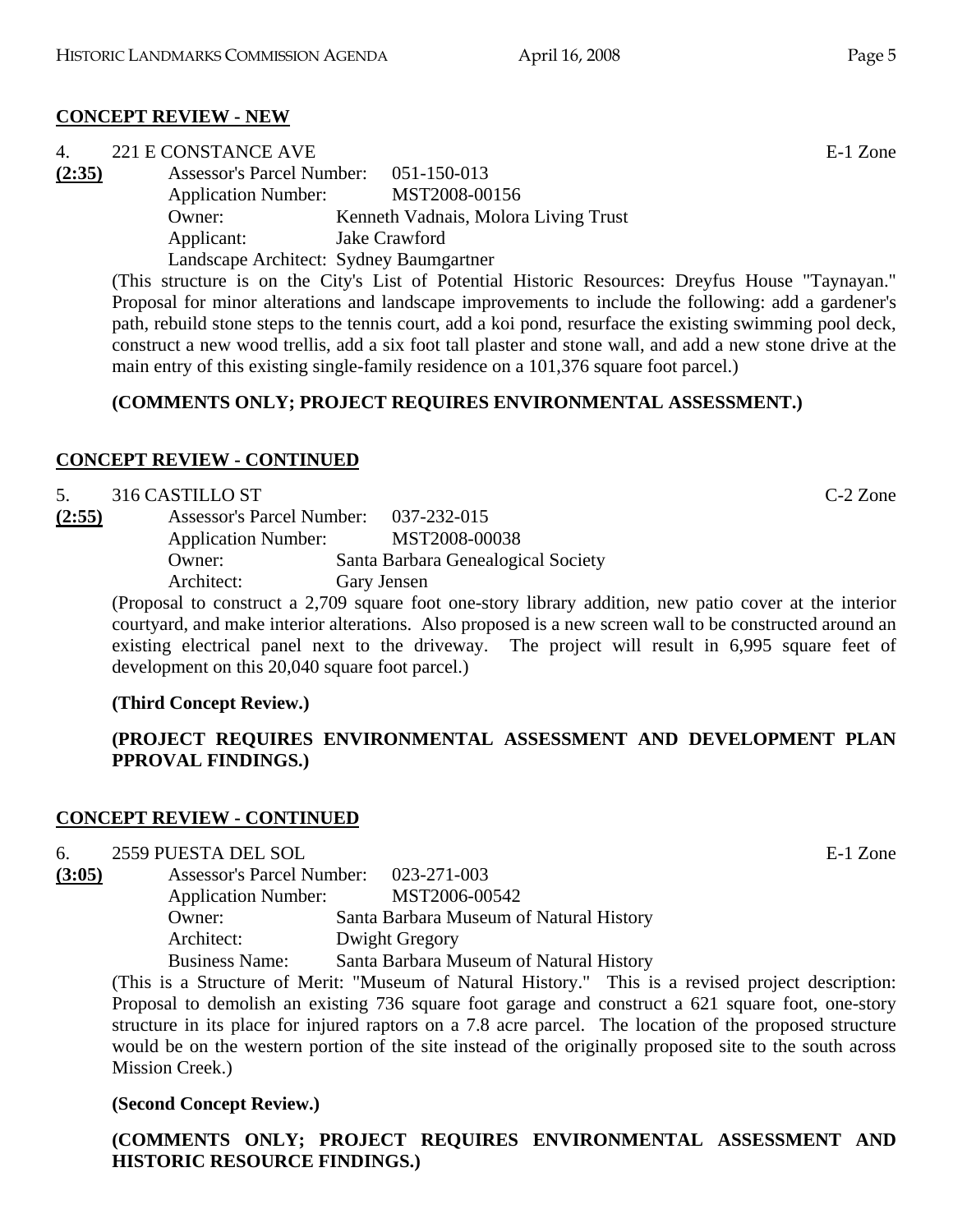## CONCEPT REVIEW - NEW

4. 221 E CONSTANCE AVE — E-1 Zone

**(2:35)**

Assessor's Parcel Number: 051-150-013
Application Number: MST2008-00156
Owner: Kenneth Vadnais, Molora Living Trust
Applicant: Jake Crawford
Landscape Architect: Sydney Baumgartner

(This structure is on the City's List of Potential Historic Resources: Dreyfus House "Taynayan." Proposal for minor alterations and landscape improvements to include the following: add a gardener's path, rebuild stone steps to the tennis court, add a koi pond, resurface the existing swimming pool deck, construct a new wood trellis, add a six foot tall plaster and stone wall, and add a new stone drive at the main entry of this existing single-family residence on a 101,376 square foot parcel.)

**(COMMENTS ONLY; PROJECT REQUIRES ENVIRONMENTAL ASSESSMENT.)**

## CONCEPT REVIEW - CONTINUED

5. 316 CASTILLO ST — C-2 Zone

**(2:55)**

Assessor's Parcel Number: 037-232-015
Application Number: MST2008-00038
Owner: Santa Barbara Genealogical Society
Architect: Gary Jensen

(Proposal to construct a 2,709 square foot one-story library addition, new patio cover at the interior courtyard, and make interior alterations. Also proposed is a new screen wall to be constructed around an existing electrical panel next to the driveway. The project will result in 6,995 square feet of development on this 20,040 square foot parcel.)

**(Third Concept Review.)**

**(PROJECT REQUIRES ENVIRONMENTAL ASSESSMENT AND DEVELOPMENT PLAN PPROVAL FINDINGS.)**

## CONCEPT REVIEW - CONTINUED

6. 2559 PUESTA DEL SOL — E-1 Zone

**(3:05)**

Assessor's Parcel Number: 023-271-003
Application Number: MST2006-00542
Owner: Santa Barbara Museum of Natural History
Architect: Dwight Gregory
Business Name: Santa Barbara Museum of Natural History

(This is a Structure of Merit: "Museum of Natural History." This is a revised project description: Proposal to demolish an existing 736 square foot garage and construct a 621 square foot, one-story structure in its place for injured raptors on a 7.8 acre parcel. The location of the proposed structure would be on the western portion of the site instead of the originally proposed site to the south across Mission Creek.)

**(Second Concept Review.)**

**(COMMENTS ONLY; PROJECT REQUIRES ENVIRONMENTAL ASSESSMENT AND HISTORIC RESOURCE FINDINGS.)**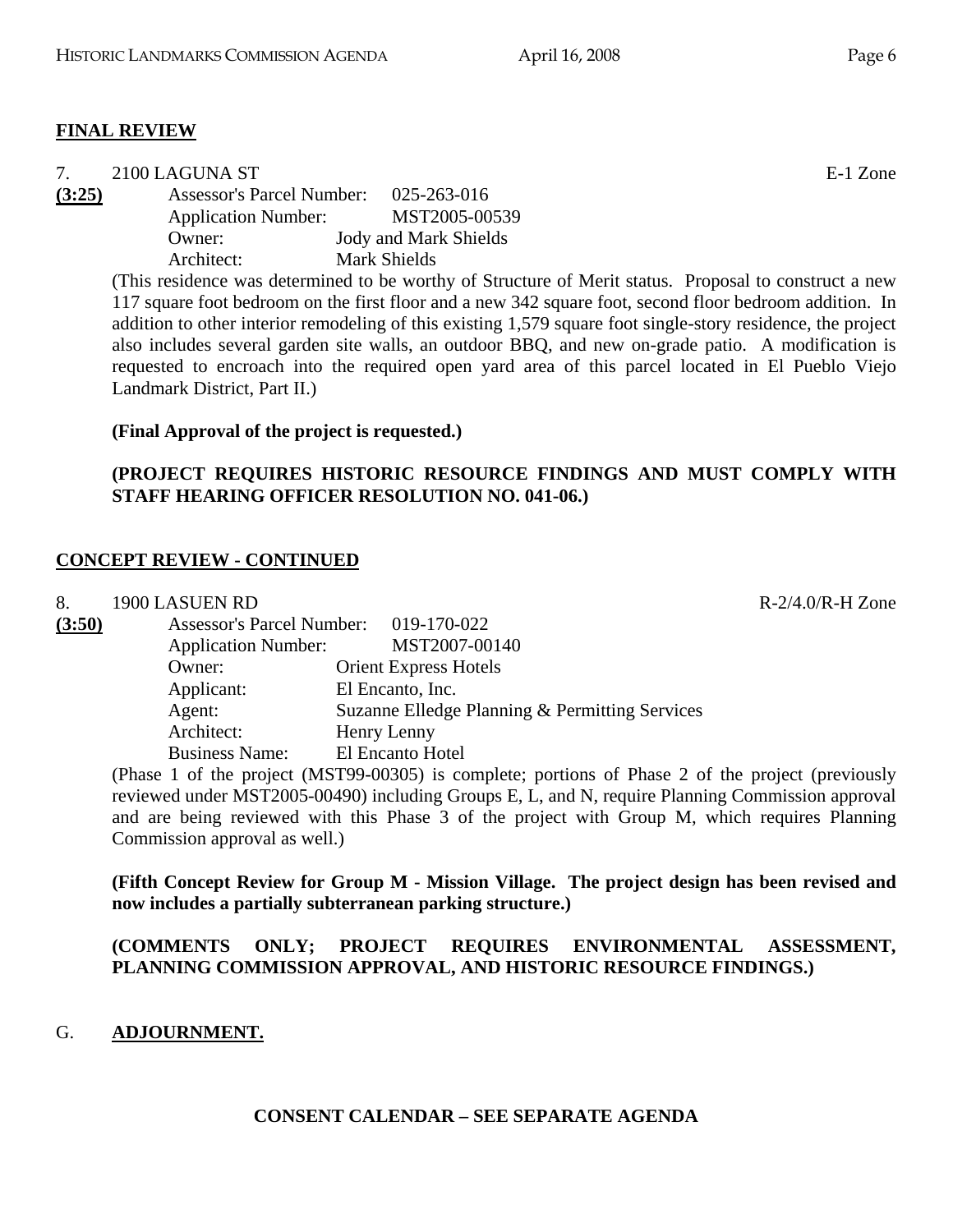**FINAL REVIEW**

7. 2100 LAGUNA ST E-1 Zone

**(3:25)**

Assessor's Parcel Number: 025-263-016
Application Number: MST2005-00539
Owner: Jody and Mark Shields
Architect: Mark Shields

(This residence was determined to be worthy of Structure of Merit status. Proposal to construct a new 117 square foot bedroom on the first floor and a new 342 square foot, second floor bedroom addition. In addition to other interior remodeling of this existing 1,579 square foot single-story residence, the project also includes several garden site walls, an outdoor BBQ, and new on-grade patio. A modification is requested to encroach into the required open yard area of this parcel located in El Pueblo Viejo Landmark District, Part II.)

**(Final Approval of the project is requested.)**

**(PROJECT REQUIRES HISTORIC RESOURCE FINDINGS AND MUST COMPLY WITH STAFF HEARING OFFICER RESOLUTION NO. 041-06.)**

**CONCEPT REVIEW - CONTINUED**

8. 1900 LASUEN RD R-2/4.0/R-H Zone

**(3:50)**

Assessor's Parcel Number: 019-170-022
Application Number: MST2007-00140
Owner: Orient Express Hotels
Applicant: El Encanto, Inc.
Agent: Suzanne Elledge Planning & Permitting Services
Architect: Henry Lenny
Business Name: El Encanto Hotel

(Phase 1 of the project (MST99-00305) is complete; portions of Phase 2 of the project (previously reviewed under MST2005-00490) including Groups E, L, and N, require Planning Commission approval and are being reviewed with this Phase 3 of the project with Group M, which requires Planning Commission approval as well.)

**(Fifth Concept Review for Group M - Mission Village. The project design has been revised and now includes a partially subterranean parking structure.)**

**(COMMENTS ONLY; PROJECT REQUIRES ENVIRONMENTAL ASSESSMENT, PLANNING COMMISSION APPROVAL, AND HISTORIC RESOURCE FINDINGS.)**

G. **ADJOURNMENT.**

**CONSENT CALENDAR – SEE SEPARATE AGENDA**